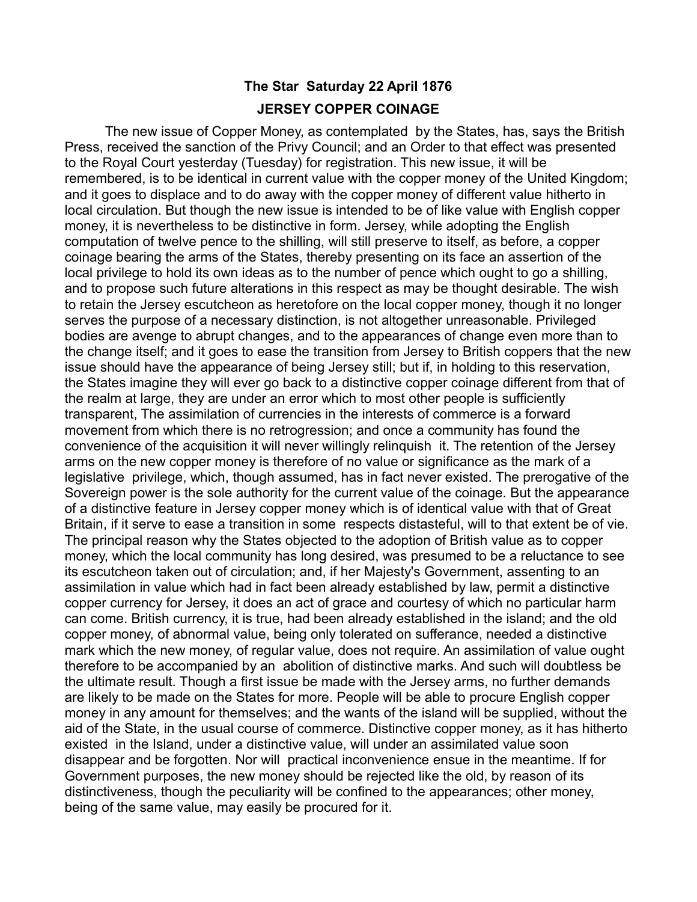# The Star Saturday 22 April 1876

## JERSEY COPPER COINAGE

The new issue of Copper Money, as contemplated by the States, has, says the British Press, received the sanction of the Privy Council; and an Order to that effect was presented to the Royal Court yesterday (Tuesday) for registration. This new issue, it will be remembered, is to be identical in current value with the copper money of the United Kingdom; and it goes to displace and to do away with the copper money of different value hitherto in local circulation. But though the new issue is intended to be of like value with English copper money, it is nevertheless to be distinctive in form. Jersey, while adopting the English computation of twelve pence to the shilling, will still preserve to itself, as before, a copper coinage bearing the arms of the States, thereby presenting on its face an assertion of the local privilege to hold its own ideas as to the number of pence which ought to go a shilling, and to propose such future alterations in this respect as may be thought desirable. The wish to retain the Jersey escutcheon as heretofore on the local copper money, though it no longer serves the purpose of a necessary distinction, is not altogether unreasonable. Privileged bodies are avenge to abrupt changes, and to the appearances of change even more than to the change itself; and it goes to ease the transition from Jersey to British coppers that the new issue should have the appearance of being Jersey still; but if, in holding to this reservation, the States imagine they will ever go back to a distinctive copper coinage different from that of the realm at large, they are under an error which to most other people is sufficiently transparent, The assimilation of currencies in the interests of commerce is a forward movement from which there is no retrogression; and once a community has found the convenience of the acquisition it will never willingly relinquish it. The retention of the Jersey arms on the new copper money is therefore of no value or significance as the mark of a legislative privilege, which, though assumed, has in fact never existed. The prerogative of the Sovereign power is the sole authority for the current value of the coinage. But the appearance of a distinctive feature in Jersey copper money which is of identical value with that of Great Britain, if it serve to ease a transition in some respects distasteful, will to that extent be of vie. The principal reason why the States objected to the adoption of British value as to copper money, which the local community has long desired, was presumed to be a reluctance to see its escutcheon taken out of circulation; and, if her Majesty's Government, assenting to an assimilation in value which had in fact been already established by law, permit a distinctive copper currency for Jersey, it does an act of grace and courtesy of which no particular harm can come. British currency, it is true, had been already established in the island; and the old copper money, of abnormal value, being only tolerated on sufferance, needed a distinctive mark which the new money, of regular value, does not require. An assimilation of value ought therefore to be accompanied by an abolition of distinctive marks. And such will doubtless be the ultimate result. Though a first issue be made with the Jersey arms, no further demands are likely to be made on the States for more. People will be able to procure English copper money in any amount for themselves; and the wants of the island will be supplied, without the aid of the State, in the usual course of commerce. Distinctive copper money, as it has hitherto existed in the Island, under a distinctive value, will under an assimilated value soon disappear and be forgotten. Nor will practical inconvenience ensue in the meantime. If for Government purposes, the new money should be rejected like the old, by reason of its distinctiveness, though the peculiarity will be confined to the appearances; other money, being of the same value, may easily be procured for it.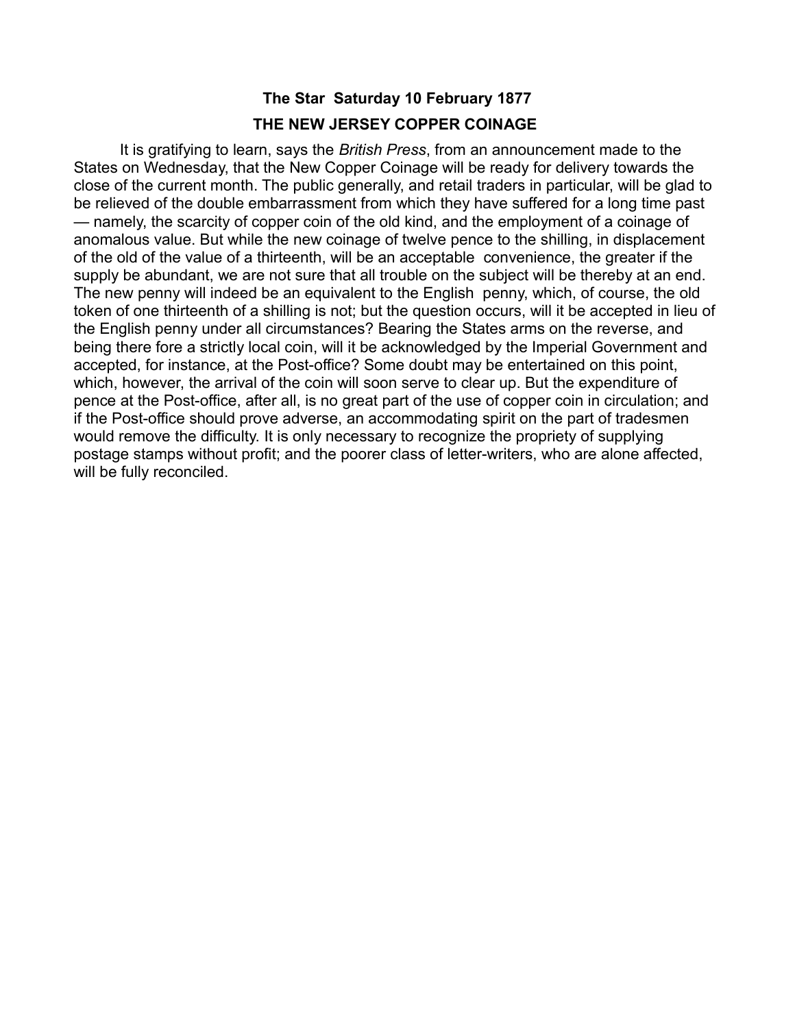**The Star Saturday 10 February 1877**

**THE NEW JERSEY COPPER COINAGE**

It is gratifying to learn, says the *British Press*, from an announcement made to the States on Wednesday, that the New Copper Coinage will be ready for delivery towards the close of the current month. The public generally, and retail traders in particular, will be glad to be relieved of the double embarrassment from which they have suffered for a long time past — namely, the scarcity of copper coin of the old kind, and the employment of a coinage of anomalous value. But while the new coinage of twelve pence to the shilling, in displacement of the old of the value of a thirteenth, will be an acceptable convenience, the greater if the supply be abundant, we are not sure that all trouble on the subject will be thereby at an end. The new penny will indeed be an equivalent to the English penny, which, of course, the old token of one thirteenth of a shilling is not; but the question occurs, will it be accepted in lieu of the English penny under all circumstances? Bearing the States arms on the reverse, and being there fore a strictly local coin, will it be acknowledged by the Imperial Government and accepted, for instance, at the Post-office? Some doubt may be entertained on this point, which, however, the arrival of the coin will soon serve to clear up. But the expenditure of pence at the Post-office, after all, is no great part of the use of copper coin in circulation; and if the Post-office should prove adverse, an accommodating spirit on the part of tradesmen would remove the difficulty. It is only necessary to recognize the propriety of supplying postage stamps without profit; and the poorer class of letter-writers, who are alone affected, will be fully reconciled.